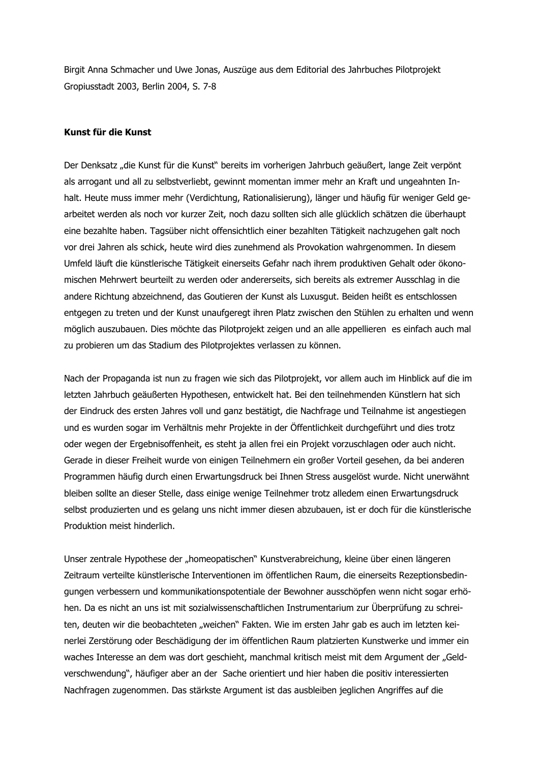Birgit Anna Schmacher und Uwe Jonas, Auszüge aus dem Editorial des Jahrbuches Pilotprojekt Gropiusstadt 2003, Berlin 2004, S. 7-8

**Kunst für die Kunst**

Der Denksatz „die Kunst für die Kunst" bereits im vorherigen Jahrbuch geäußert, lange Zeit verpönt als arrogant und all zu selbstverliebt, gewinnt momentan immer mehr an Kraft und ungeahnten Inhalt. Heute muss immer mehr (Verdichtung, Rationalisierung), länger und häufig für weniger Geld gearbeitet werden als noch vor kurzer Zeit, noch dazu sollten sich alle glücklich schätzen die überhaupt eine bezahlte haben. Tagsüber nicht offensichtlich einer bezahlten Tätigkeit nachzugehen galt noch vor drei Jahren als schick, heute wird dies zunehmend als Provokation wahrgenommen. In diesem Umfeld läuft die künstlerische Tätigkeit einerseits Gefahr nach ihrem produktiven Gehalt oder ökonomischen Mehrwert beurteilt zu werden oder andererseits, sich bereits als extremer Ausschlag in die andere Richtung abzeichnend, das Goutieren der Kunst als Luxusgut. Beiden heißt es entschlossen entgegen zu treten und der Kunst unaufgeregt ihren Platz zwischen den Stühlen zu erhalten und wenn möglich auszubauen. Dies möchte das Pilotprojekt zeigen und an alle appellieren es einfach auch mal zu probieren um das Stadium des Pilotprojektes verlassen zu können.

Nach der Propaganda ist nun zu fragen wie sich das Pilotprojekt, vor allem auch im Hinblick auf die im letzten Jahrbuch geäußerten Hypothesen, entwickelt hat. Bei den teilnehmenden Künstlern hat sich der Eindruck des ersten Jahres voll und ganz bestätigt, die Nachfrage und Teilnahme ist angestiegen und es wurden sogar im Verhältnis mehr Projekte in der Öffentlichkeit durchgeführt und dies trotz oder wegen der Ergebnisoffenheit, es steht ja allen frei ein Projekt vorzuschlagen oder auch nicht. Gerade in dieser Freiheit wurde von einigen Teilnehmern ein großer Vorteil gesehen, da bei anderen Programmen häufig durch einen Erwartungsdruck bei Ihnen Stress ausgelöst wurde. Nicht unerwähnt bleiben sollte an dieser Stelle, dass einige wenige Teilnehmer trotz alledem einen Erwartungsdruck selbst produzierten und es gelang uns nicht immer diesen abzubauen, ist er doch für die künstlerische Produktion meist hinderlich.

Unser zentrale Hypothese der „homeopatischen" Kunstverabreichung, kleine über einen längeren Zeitraum verteilte künstlerische Interventionen im öffentlichen Raum, die einerseits Rezeptionsbedingungen verbessern und kommunikationspotentiale der Bewohner ausschöpfen wenn nicht sogar erhöhen. Da es nicht an uns ist mit sozialwissenschaftlichen Instrumentarium zur Überprüfung zu schreiten, deuten wir die beobachteten „weichen" Fakten. Wie im ersten Jahr gab es auch im letzten keinerlei Zerstörung oder Beschädigung der im öffentlichen Raum platzierten Kunstwerke und immer ein waches Interesse an dem was dort geschieht, manchmal kritisch meist mit dem Argument der „Geldverschwendung", häufiger aber an der Sache orientiert und hier haben die positiv interessierten Nachfragen zugenommen. Das stärkste Argument ist das ausbleiben jeglichen Angriffes auf die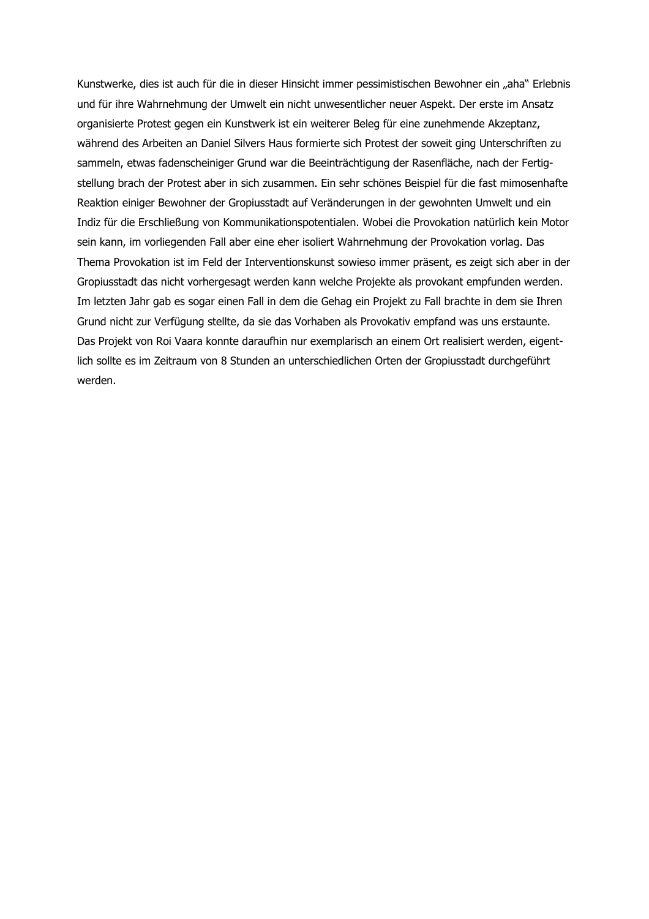Kunstwerke, dies ist auch für die in dieser Hinsicht immer pessimistischen Bewohner ein „aha" Erlebnis und für ihre Wahrnehmung der Umwelt ein nicht unwesentlicher neuer Aspekt. Der erste im Ansatz organisierte Protest gegen ein Kunstwerk ist ein weiterer Beleg für eine zunehmende Akzeptanz, während des Arbeiten an Daniel Silvers Haus formierte sich Protest der soweit ging Unterschriften zu sammeln, etwas fadenscheiniger Grund war die Beeinträchtigung der Rasenfläche, nach der Fertigstellung brach der Protest aber in sich zusammen. Ein sehr schönes Beispiel für die fast mimosenhafte Reaktion einiger Bewohner der Gropiusstadt auf Veränderungen in der gewohnten Umwelt und ein Indiz für die Erschließung von Kommunikationspotentialen. Wobei die Provokation natürlich kein Motor sein kann, im vorliegenden Fall aber eine eher isoliert Wahrnehmung der Provokation vorlag. Das Thema Provokation ist im Feld der Interventionskunst sowieso immer präsent, es zeigt sich aber in der Gropiusstadt das nicht vorhergesagt werden kann welche Projekte als provokant empfunden werden. Im letzten Jahr gab es sogar einen Fall in dem die Gehag ein Projekt zu Fall brachte in dem sie Ihren Grund nicht zur Verfügung stellte, da sie das Vorhaben als Provokativ empfand was uns erstaunte. Das Projekt von Roi Vaara konnte daraufhin nur exemplarisch an einem Ort realisiert werden, eigentlich sollte es im Zeitraum von 8 Stunden an unterschiedlichen Orten der Gropiusstadt durchgeführt werden.